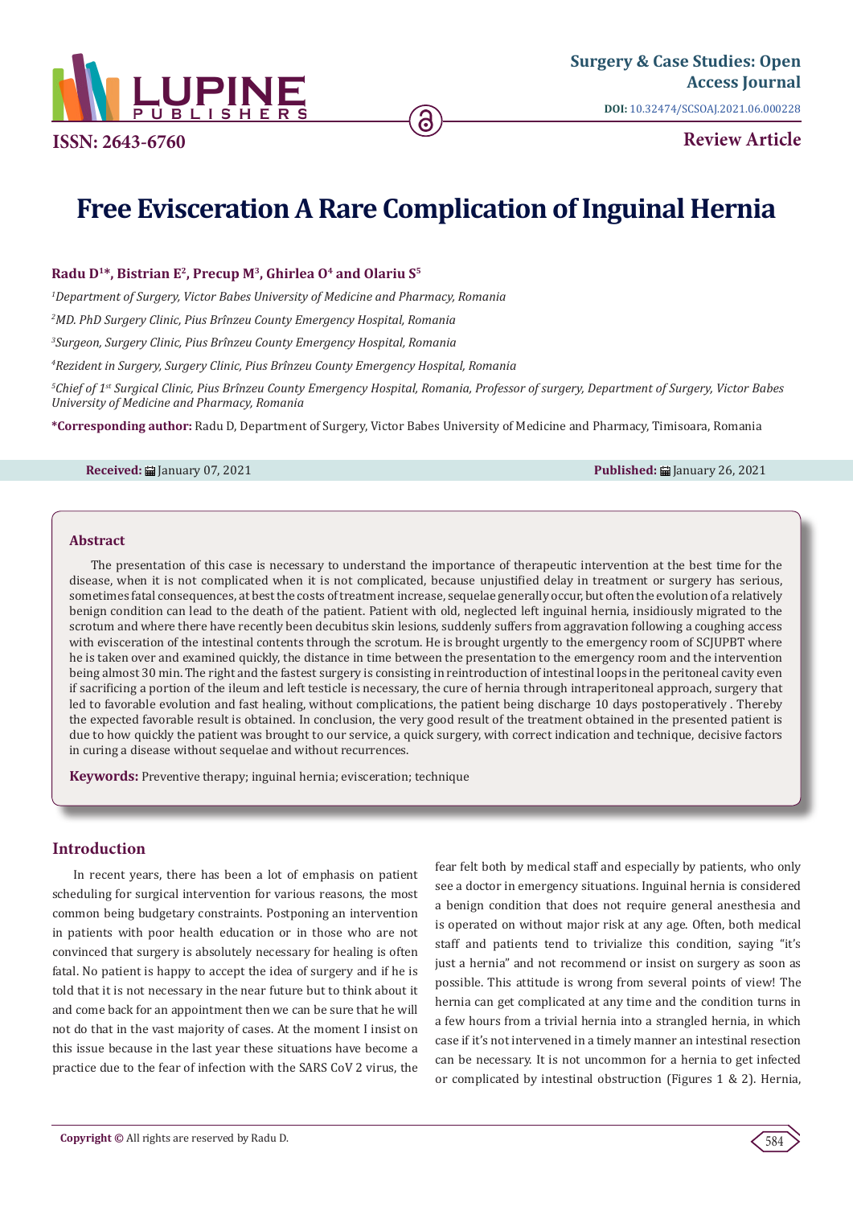Surgery & Case Studies: Open Access Journal

DOI: 10.32474/SCSOAJ.2021.06.000228

ISSN: 2643-6760

**Review Article**

# Free Evisceration A Rare Complication of Inguinal Hernia

**Radu D[1]*, Bistrian E[2], Precup M[3], Ghirlea O[4] and Olariu S[5]**

*[1]Department of Surgery, Victor Babes University of Medicine and Pharmacy, Romania*

*[2]MD. PhD Surgery Clinic, Pius Brînzeu County Emergency Hospital, Romania*

*[3]Surgeon, Surgery Clinic, Pius Brînzeu County Emergency Hospital, Romania*

*[4]Rezident in Surgery, Surgery Clinic, Pius Brînzeu County Emergency Hospital, Romania*

*[5]Chief of 1st Surgical Clinic, Pius Brînzeu County Emergency Hospital, Romania, Professor of surgery, Department of Surgery, Victor Babes University of Medicine and Pharmacy, Romania*

**\*Corresponding author:** Radu D, Department of Surgery, Victor Babes University of Medicine and Pharmacy, Timisoara, Romania

**Received:** January 07, 2021 **Published:** January 26, 2021

## Abstract

The presentation of this case is necessary to understand the importance of therapeutic intervention at the best time for the disease, when it is not complicated when it is not complicated, because unjustified delay in treatment or surgery has serious, sometimes fatal consequences, at best the costs of treatment increase, sequelae generally occur, but often the evolution of a relatively benign condition can lead to the death of the patient. Patient with old, neglected left inguinal hernia, insidiously migrated to the scrotum and where there have recently been decubitus skin lesions, suddenly suffers from aggravation following a coughing access with evisceration of the intestinal contents through the scrotum. He is brought urgently to the emergency room of SCJUPBT where he is taken over and examined quickly, the distance in time between the presentation to the emergency room and the intervention being almost 30 min. The right and the fastest surgery is consisting in reintroduction of intestinal loops in the peritoneal cavity even if sacrificing a portion of the ileum and left testicle is necessary, the cure of hernia through intraperitoneal approach, surgery that led to favorable evolution and fast healing, without complications, the patient being discharge 10 days postoperatively . Thereby the expected favorable result is obtained. In conclusion, the very good result of the treatment obtained in the presented patient is due to how quickly the patient was brought to our service, a quick surgery, with correct indication and technique, decisive factors in curing a disease without sequelae and without recurrences.

**Keywords:** Preventive therapy; inguinal hernia; evisceration; technique

## Introduction

In recent years, there has been a lot of emphasis on patient scheduling for surgical intervention for various reasons, the most common being budgetary constraints. Postponing an intervention in patients with poor health education or in those who are not convinced that surgery is absolutely necessary for healing is often fatal. No patient is happy to accept the idea of surgery and if he is told that it is not necessary in the near future but to think about it and come back for an appointment then we can be sure that he will not do that in the vast majority of cases. At the moment I insist on this issue because in the last year these situations have become a practice due to the fear of infection with the SARS CoV 2 virus, the fear felt both by medical staff and especially by patients, who only see a doctor in emergency situations. Inguinal hernia is considered a benign condition that does not require general anesthesia and is operated on without major risk at any age. Often, both medical staff and patients tend to trivialize this condition, saying "it's just a hernia" and not recommend or insist on surgery as soon as possible. This attitude is wrong from several points of view! The hernia can get complicated at any time and the condition turns in a few hours from a trivial hernia into a strangled hernia, in which case if it's not intervened in a timely manner an intestinal resection can be necessary. It is not uncommon for a hernia to get infected or complicated by intestinal obstruction (Figures 1 & 2). Hernia,

**Copyright ©** All rights are reserved by Radu D.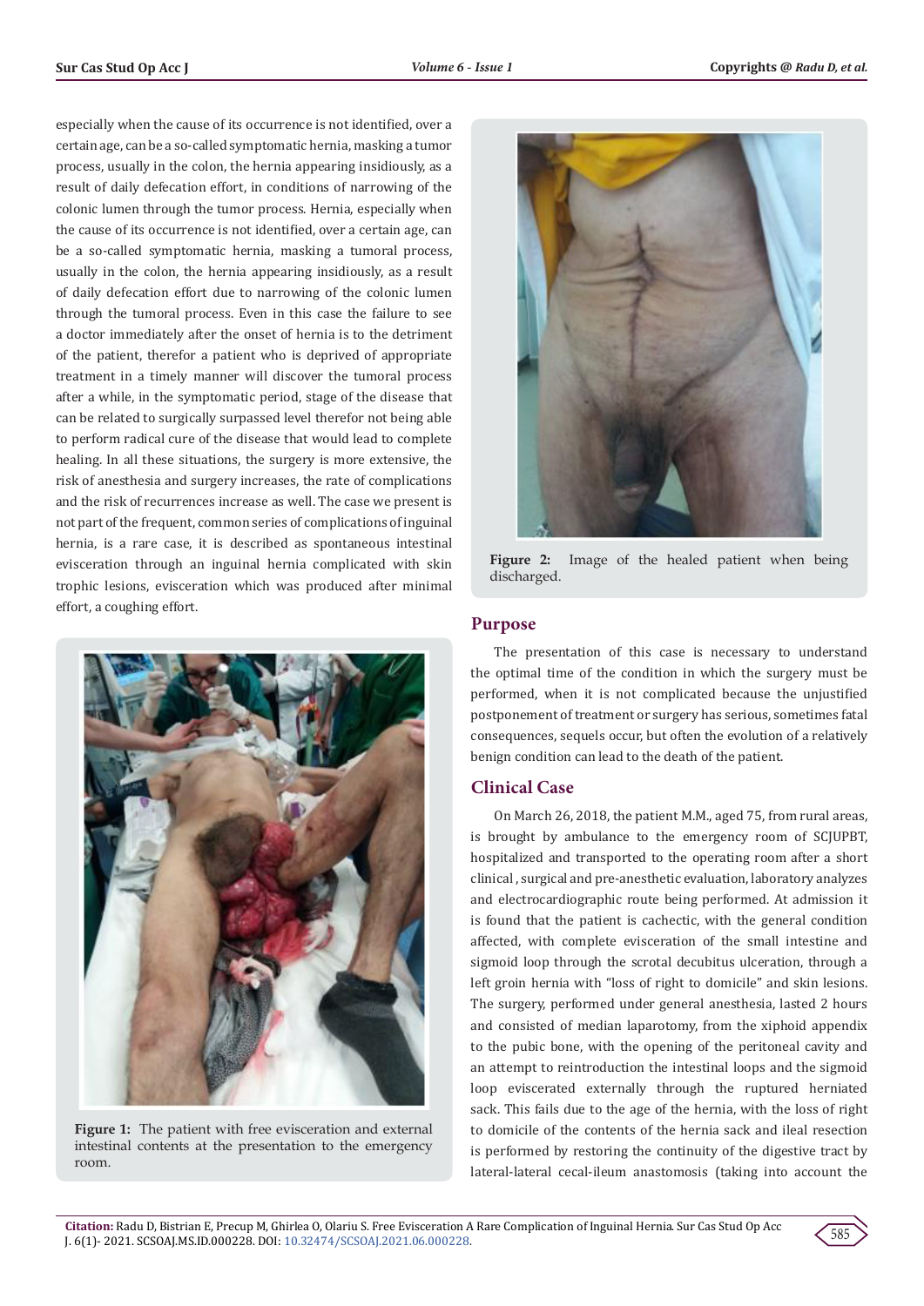especially when the cause of its occurrence is not identified, over a certain age, can be a so-called symptomatic hernia, masking a tumor process, usually in the colon, the hernia appearing insidiously, as a result of daily defecation effort, in conditions of narrowing of the colonic lumen through the tumor process. Hernia, especially when the cause of its occurrence is not identified, over a certain age, can be a so-called symptomatic hernia, masking a tumoral process, usually in the colon, the hernia appearing insidiously, as a result of daily defecation effort due to narrowing of the colonic lumen through the tumoral process. Even in this case the failure to see a doctor immediately after the onset of hernia is to the detriment of the patient, therefor a patient who is deprived of appropriate treatment in a timely manner will discover the tumoral process after a while, in the symptomatic period, stage of the disease that can be related to surgically surpassed level therefor not being able to perform radical cure of the disease that would lead to complete healing. In all these situations, the surgery is more extensive, the risk of anesthesia and surgery increases, the rate of complications and the risk of recurrences increase as well. The case we present is not part of the frequent, common series of complications of inguinal hernia, is a rare case, it is described as spontaneous intestinal evisceration through an inguinal hernia complicated with skin trophic lesions, evisceration which was produced after minimal effort, a coughing effort.

**Figure 1:** The patient with free evisceration and external intestinal contents at the presentation to the emergency room.

**Figure 2:** Image of the healed patient when being discharged.

## Purpose

The presentation of this case is necessary to understand the optimal time of the condition in which the surgery must be performed, when it is not complicated because the unjustified postponement of treatment or surgery has serious, sometimes fatal consequences, sequels occur, but often the evolution of a relatively benign condition can lead to the death of the patient.

## Clinical Case

On March 26, 2018, the patient M.M., aged 75, from rural areas, is brought by ambulance to the emergency room of SCJUPBT, hospitalized and transported to the operating room after a short clinical , surgical and pre-anesthetic evaluation, laboratory analyzes and electrocardiographic route being performed. At admission it is found that the patient is cachectic, with the general condition affected, with complete evisceration of the small intestine and sigmoid loop through the scrotal decubitus ulceration, through a left groin hernia with "loss of right to domicile" and skin lesions. The surgery, performed under general anesthesia, lasted 2 hours and consisted of median laparotomy, from the xiphoid appendix to the pubic bone, with the opening of the peritoneal cavity and an attempt to reintroduction the intestinal loops and the sigmoid loop eviscerated externally through the ruptured herniated sack. This fails due to the age of the hernia, with the loss of right to domicile of the contents of the hernia sack and ileal resection is performed by restoring the continuity of the digestive tract by lateral-lateral cecal-ileum anastomosis (taking into account the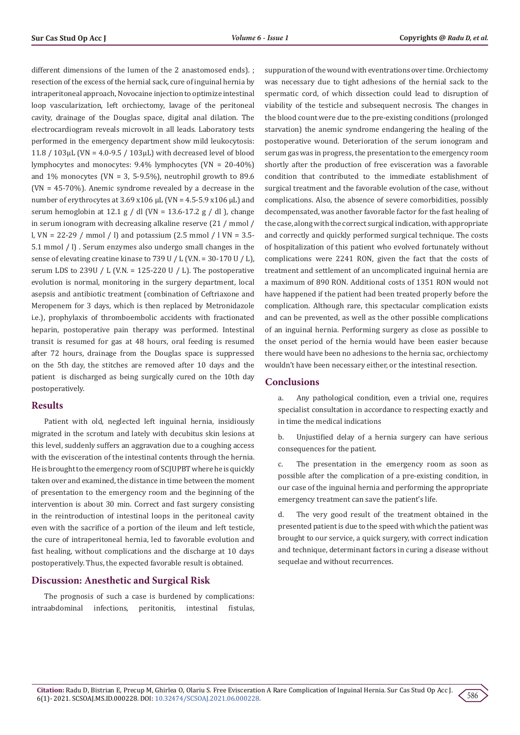different dimensions of the lumen of the 2 anastomosed ends). ; resection of the excess of the hernial sack, cure of inguinal hernia by intraperitoneal approach, Novocaine injection to optimize intestinal loop vascularization, left orchiectomy, lavage of the peritoneal cavity, drainage of the Douglas space, digital anal dilation. The electrocardiogram reveals microvolt in all leads. Laboratory tests performed in the emergency department show mild leukocytosis: 11.8 / 103μL (VN = 4.0-9.5 / 103μL) with decreased level of blood lymphocytes and monocytes: 9.4% lymphocytes (VN = 20-40%) and 1% monocytes (VN = 3, 5-9.5%), neutrophil growth to 89.6 (VN = 45-70%). Anemic syndrome revealed by a decrease in the number of erythrocytes at 3.69 x106 μL (VN = 4.5-5.9 x106 μL) and serum hemoglobin at 12.1 g / dl (VN = 13.6-17.2 g / dl ), change in serum ionogram with decreasing alkaline reserve (21 / mmol / l, VN = 22-29 / mmol / l) and potassium (2.5 mmol / l VN = 3.5-5.1 mmol / l) . Serum enzymes also undergo small changes in the sense of elevating creatine kinase to 739 U / L (V.N. = 30-170 U / L), serum LDS to 239U / L (V.N. = 125-220 U / L). The postoperative evolution is normal, monitoring in the surgery department, local asepsis and antibiotic treatment (combination of Ceftriaxone and Meropenem for 3 days, which is then replaced by Metronidazole i.e.), prophylaxis of thromboembolic accidents with fractionated heparin, postoperative pain therapy was performed. Intestinal transit is resumed for gas at 48 hours, oral feeding is resumed after 72 hours, drainage from the Douglas space is suppressed on the 5th day, the stitches are removed after 10 days and the patient is discharged as being surgically cured on the 10th day postoperatively.

## Results

Patient with old, neglected left inguinal hernia, insidiously migrated in the scrotum and lately with decubitus skin lesions at this level, suddenly suffers an aggravation due to a coughing access with the evisceration of the intestinal contents through the hernia. He is brought to the emergency room of SCJUPBT where he is quickly taken over and examined, the distance in time between the moment of presentation to the emergency room and the beginning of the intervention is about 30 min. Correct and fast surgery consisting in the reintroduction of intestinal loops in the peritoneal cavity even with the sacrifice of a portion of the ileum and left testicle, the cure of intraperitoneal hernia, led to favorable evolution and fast healing, without complications and the discharge at 10 days postoperatively. Thus, the expected favorable result is obtained.

## Discussion: Anesthetic and Surgical Risk

The prognosis of such a case is burdened by complications: intraabdominal infections, peritonitis, intestinal fistulas, suppuration of the wound with eventrations over time. Orchiectomy was necessary due to tight adhesions of the hernial sack to the spermatic cord, of which dissection could lead to disruption of viability of the testicle and subsequent necrosis. The changes in the blood count were due to the pre-existing conditions (prolonged starvation) the anemic syndrome endangering the healing of the postoperative wound. Deterioration of the serum ionogram and serum gas was in progress, the presentation to the emergency room shortly after the production of free evisceration was a favorable condition that contributed to the immediate establishment of surgical treatment and the favorable evolution of the case, without complications. Also, the absence of severe comorbidities, possibly decompensated, was another favorable factor for the fast healing of the case, along with the correct surgical indication, with appropriate and correctly and quickly performed surgical technique. The costs of hospitalization of this patient who evolved fortunately without complications were 2241 RON, given the fact that the costs of treatment and settlement of an uncomplicated inguinal hernia are a maximum of 890 RON. Additional costs of 1351 RON would not have happened if the patient had been treated properly before the complication. Although rare, this spectacular complication exists and can be prevented, as well as the other possible complications of an inguinal hernia. Performing surgery as close as possible to the onset period of the hernia would have been easier because there would have been no adhesions to the hernia sac, orchiectomy wouldn't have been necessary either, or the intestinal resection.

## Conclusions

a. Any pathological condition, even a trivial one, requires specialist consultation in accordance to respecting exactly and in time the medical indications

b. Unjustified delay of a hernia surgery can have serious consequences for the patient.

c. The presentation in the emergency room as soon as possible after the complication of a pre-existing condition, in our case of the inguinal hernia and performing the appropriate emergency treatment can save the patient's life.

d. The very good result of the treatment obtained in the presented patient is due to the speed with which the patient was brought to our service, a quick surgery, with correct indication and technique, determinant factors in curing a disease without sequelae and without recurrences.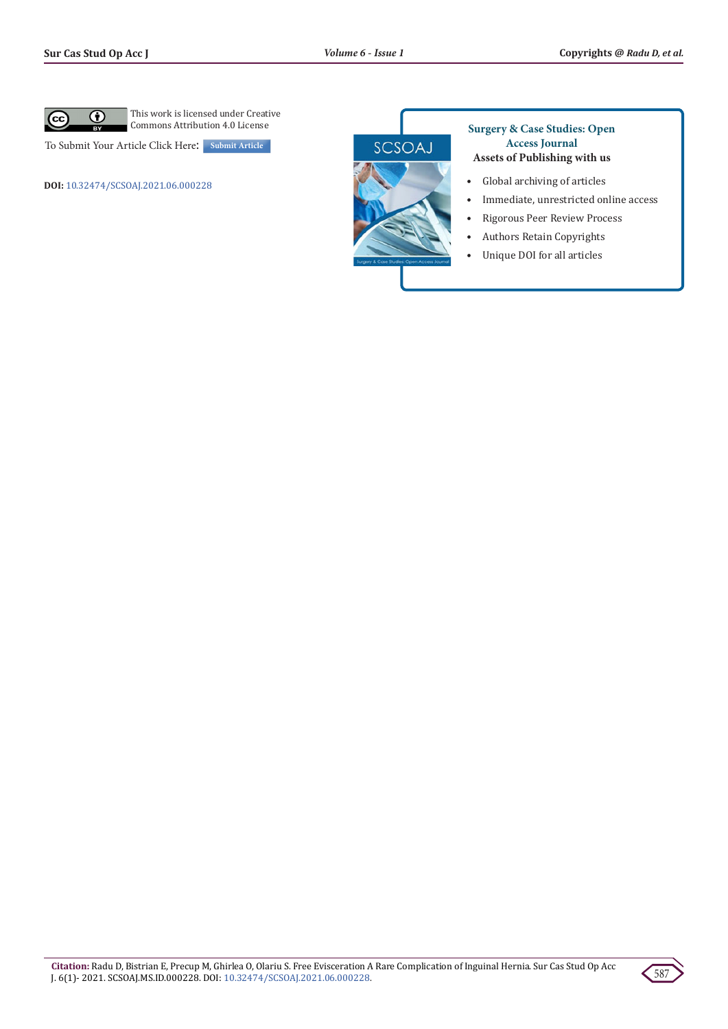This work is licensed under Creative Commons Attribution 4.0 License

To Submit Your Article Click Here: Submit Article

**DOI:** 10.32474/SCSOAJ.2021.06.000228

**Surgery & Case Studies: Open Access Journal**

**Assets of Publishing with us**

- Global archiving of articles
- Immediate, unrestricted online access
- Rigorous Peer Review Process
- Authors Retain Copyrights
- Unique DOI for all articles

**Citation:** Radu D, Bistrian E, Precup M, Ghirlea O, Olariu S. Free Evisceration A Rare Complication of Inguinal Hernia. Sur Cas Stud Op Acc J. 6(1)- 2021. SCSOAJ.MS.ID.000228. DOI: 10.32474/SCSOAJ.2021.06.000228.